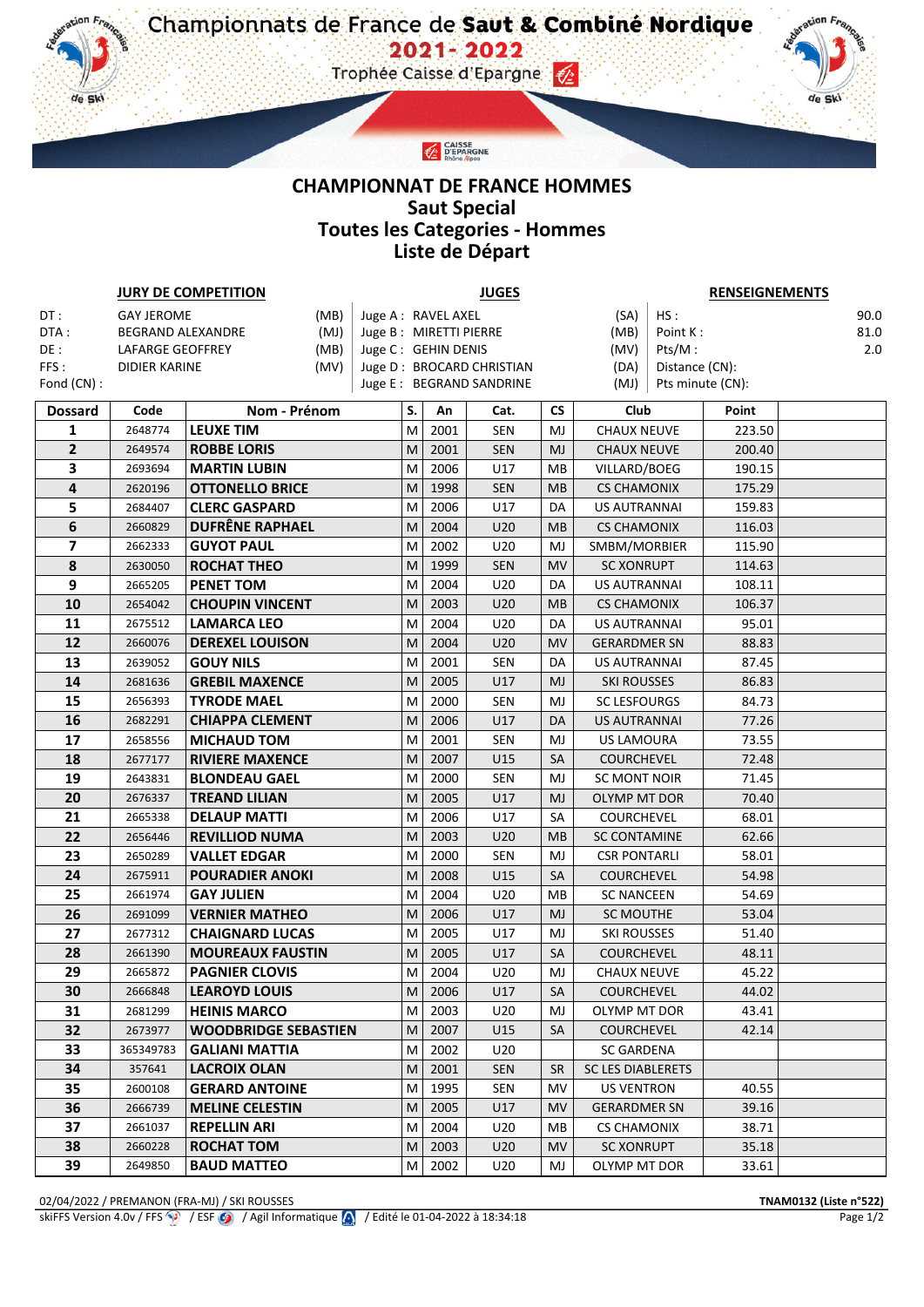# Championnats de France de Saut & Combiné Nordique

## 2021 - 2022

Trophée Caisse d'Epargne

## CHAMPIONNAT DE FRANCE HOMMES

## Saut Special

## Toutes les Categories - Hommes

## Liste de Départ

| JURY DE COMPETITION | | | JUGES | | | RENSEIGNEMENTS | |
|---|---|---|---|---|---|---|---|
| DT : | GAY JEROME | (MB) | Juge A : | RAVEL AXEL | (SA) | HS : | 90.0 |
| DTA : | BEGRAND ALEXANDRE | (MJ) | Juge B : | MIRETTI PIERRE | (MB) | Point K : | 81.0 |
| DE : | LAFARGE GEOFFREY | (MB) | Juge C : | GEHIN DENIS | (MV) | Pts/M : | 2.0 |
| FFS : | DIDIER KARINE | (MV) | Juge D : | BROCARD CHRISTIAN | (DA) | Distance (CN): | |
| Fond (CN) : | | | Juge E : | BEGRAND SANDRINE | (MJ) | Pts minute (CN): | |

| Dossard | Code | Nom - Prénom | S. | An | Cat. | CS | Club | Point | |
|---|---|---|---|---|---|---|---|---|---|
| 1 | 2648774 | LEUXE TIM | M | 2001 | SEN | MJ | CHAUX NEUVE | 223.50 | |
| 2 | 2649574 | ROBBE LORIS | M | 2001 | SEN | MJ | CHAUX NEUVE | 200.40 | |
| 3 | 2693694 | MARTIN LUBIN | M | 2006 | U17 | MB | VILLARD/BOEG | 190.15 | |
| 4 | 2620196 | OTTONELLO BRICE | M | 1998 | SEN | MB | CS CHAMONIX | 175.29 | |
| 5 | 2684407 | CLERC GASPARD | M | 2006 | U17 | DA | US AUTRANNAI | 159.83 | |
| 6 | 2660829 | DUFRÊNE RAPHAEL | M | 2004 | U20 | MB | CS CHAMONIX | 116.03 | |
| 7 | 2662333 | GUYOT PAUL | M | 2002 | U20 | MJ | SMBM/MORBIER | 115.90 | |
| 8 | 2630050 | ROCHAT THEO | M | 1999 | SEN | MV | SC XONRUPT | 114.63 | |
| 9 | 2665205 | PENET TOM | M | 2004 | U20 | DA | US AUTRANNAI | 108.11 | |
| 10 | 2654042 | CHOUPIN VINCENT | M | 2003 | U20 | MB | CS CHAMONIX | 106.37 | |
| 11 | 2675512 | LAMARCA LEO | M | 2004 | U20 | DA | US AUTRANNAI | 95.01 | |
| 12 | 2660076 | DEREXEL LOUISON | M | 2004 | U20 | MV | GERARDMER SN | 88.83 | |
| 13 | 2639052 | GOUY NILS | M | 2001 | SEN | DA | US AUTRANNAI | 87.45 | |
| 14 | 2681636 | GREBIL MAXENCE | M | 2005 | U17 | MJ | SKI ROUSSES | 86.83 | |
| 15 | 2656393 | TYRODE MAEL | M | 2000 | SEN | MJ | SC LESFOURGS | 84.73 | |
| 16 | 2682291 | CHIAPPA CLEMENT | M | 2006 | U17 | DA | US AUTRANNAI | 77.26 | |
| 17 | 2658556 | MICHAUD TOM | M | 2001 | SEN | MJ | US LAMOURA | 73.55 | |
| 18 | 2677177 | RIVIERE MAXENCE | M | 2007 | U15 | SA | COURCHEVEL | 72.48 | |
| 19 | 2643831 | BLONDEAU GAEL | M | 2000 | SEN | MJ | SC MONT NOIR | 71.45 | |
| 20 | 2676337 | TREAND LILIAN | M | 2005 | U17 | MJ | OLYMP MT DOR | 70.40 | |
| 21 | 2665338 | DELAUP MATTI | M | 2006 | U17 | SA | COURCHEVEL | 68.01 | |
| 22 | 2656446 | REVILLIOD NUMA | M | 2003 | U20 | MB | SC CONTAMINE | 62.66 | |
| 23 | 2650289 | VALLET EDGAR | M | 2000 | SEN | MJ | CSR PONTARLI | 58.01 | |
| 24 | 2675911 | POURADIER ANOKI | M | 2008 | U15 | SA | COURCHEVEL | 54.98 | |
| 25 | 2661974 | GAY JULIEN | M | 2004 | U20 | MB | SC NANCEEN | 54.69 | |
| 26 | 2691099 | VERNIER MATHEO | M | 2006 | U17 | MJ | SC MOUTHE | 53.04 | |
| 27 | 2677312 | CHAIGNARD LUCAS | M | 2005 | U17 | MJ | SKI ROUSSES | 51.40 | |
| 28 | 2661390 | MOUREAUX FAUSTIN | M | 2005 | U17 | SA | COURCHEVEL | 48.11 | |
| 29 | 2665872 | PAGNIER CLOVIS | M | 2004 | U20 | MJ | CHAUX NEUVE | 45.22 | |
| 30 | 2666848 | LEAROYD LOUIS | M | 2006 | U17 | SA | COURCHEVEL | 44.02 | |
| 31 | 2681299 | HEINIS MARCO | M | 2003 | U20 | MJ | OLYMP MT DOR | 43.41 | |
| 32 | 2673977 | WOODBRIDGE SEBASTIEN | M | 2007 | U15 | SA | COURCHEVEL | 42.14 | |
| 33 | 365349783 | GALIANI MATTIA | M | 2002 | U20 | | SC GARDENA | | |
| 34 | 357641 | LACROIX OLAN | M | 2001 | SEN | SR | SC LES DIABLERETS | | |
| 35 | 2600108 | GERARD ANTOINE | M | 1995 | SEN | MV | US VENTRON | 40.55 | |
| 36 | 2666739 | MELINE CELESTIN | M | 2005 | U17 | MV | GERARDMER SN | 39.16 | |
| 37 | 2661037 | REPELLIN ARI | M | 2004 | U20 | MB | CS CHAMONIX | 38.71 | |
| 38 | 2660228 | ROCHAT TOM | M | 2003 | U20 | MV | SC XONRUPT | 35.18 | |
| 39 | 2649850 | BAUD MATTEO | M | 2002 | U20 | MJ | OLYMP MT DOR | 33.61 | |

02/04/2022 / PREMANON (FRA-MJ) / SKI ROUSSES — TNAM0132 (Liste n°522)

skiFFS Version 4.0v / FFS / ESF / Agil Informatique / Edité le 01-04-2022 à 18:34:18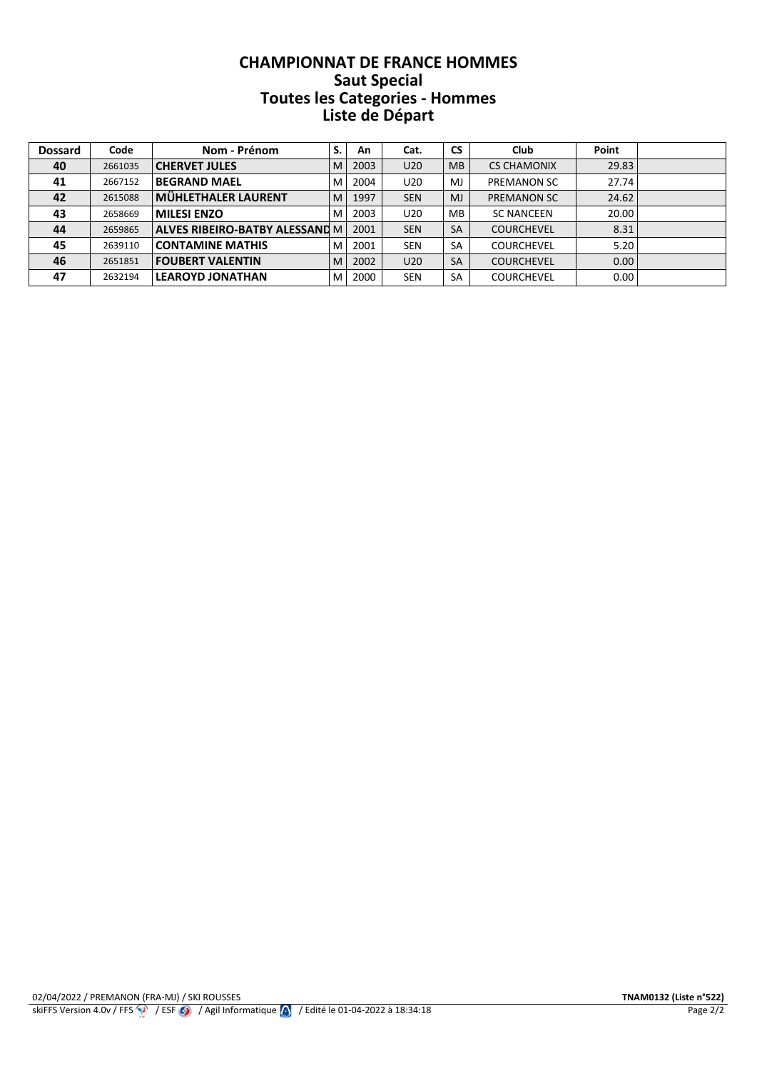# CHAMPIONNAT DE FRANCE HOMMES
## Saut Special
## Toutes les Categories - Hommes
## Liste de Départ

| Dossard | Code | Nom - Prénom | S. | An | Cat. | CS | Club | Point | |
|---|---|---|---|---|---|---|---|---|---|
| **40** | 2661035 | **CHERVET JULES** | M | 2003 | U20 | MB | CS CHAMONIX | 29.83 | |
| **41** | 2667152 | **BEGRAND MAEL** | M | 2004 | U20 | MJ | PREMANON SC | 27.74 | |
| **42** | 2615088 | **MÜHLETHALER LAURENT** | M | 1997 | SEN | MJ | PREMANON SC | 24.62 | |
| **43** | 2658669 | **MILESI ENZO** | M | 2003 | U20 | MB | SC NANCEEN | 20.00 | |
| **44** | 2659865 | **ALVES RIBEIRO-BATBY ALESSAND** | M | 2001 | SEN | SA | COURCHEVEL | 8.31 | |
| **45** | 2639110 | **CONTAMINE MATHIS** | M | 2001 | SEN | SA | COURCHEVEL | 5.20 | |
| **46** | 2651851 | **FOUBERT VALENTIN** | M | 2002 | U20 | SA | COURCHEVEL | 0.00 | |
| **47** | 2632194 | **LEAROYD JONATHAN** | M | 2000 | SEN | SA | COURCHEVEL | 0.00 | |

02/04/2022 / PREMANON (FRA-MJ) / SKI ROUSSES **TNAM0132 (Liste n°522)**

skiFFS Version 4.0v / FFS / ESF / Agil Informatique / Edité le 01-04-2022 à 18:34:18